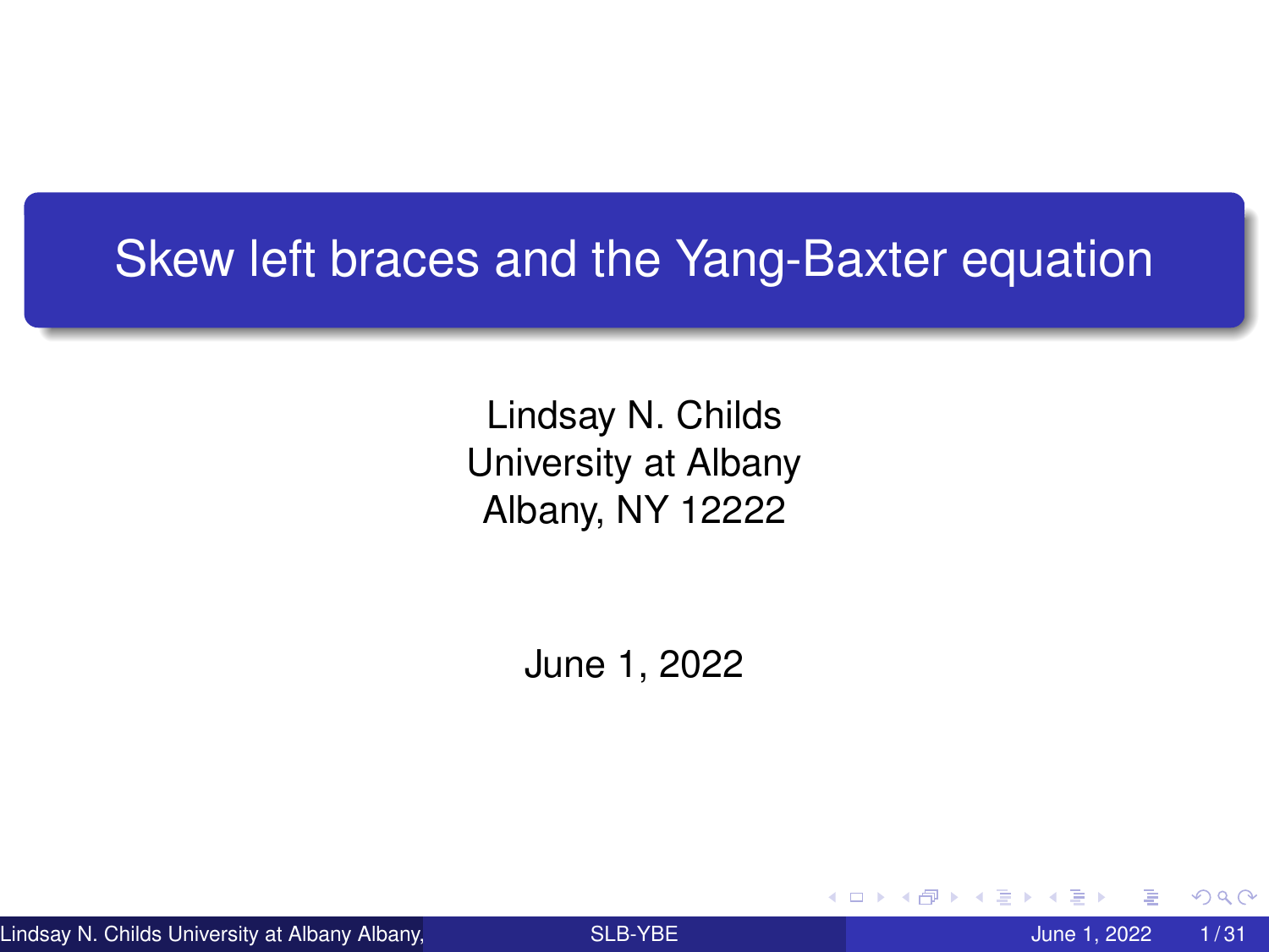# Skew left braces and the Yang-Baxter equation

Lindsay N. Childs
University at Albany
Albany, NY 12222

June 1, 2022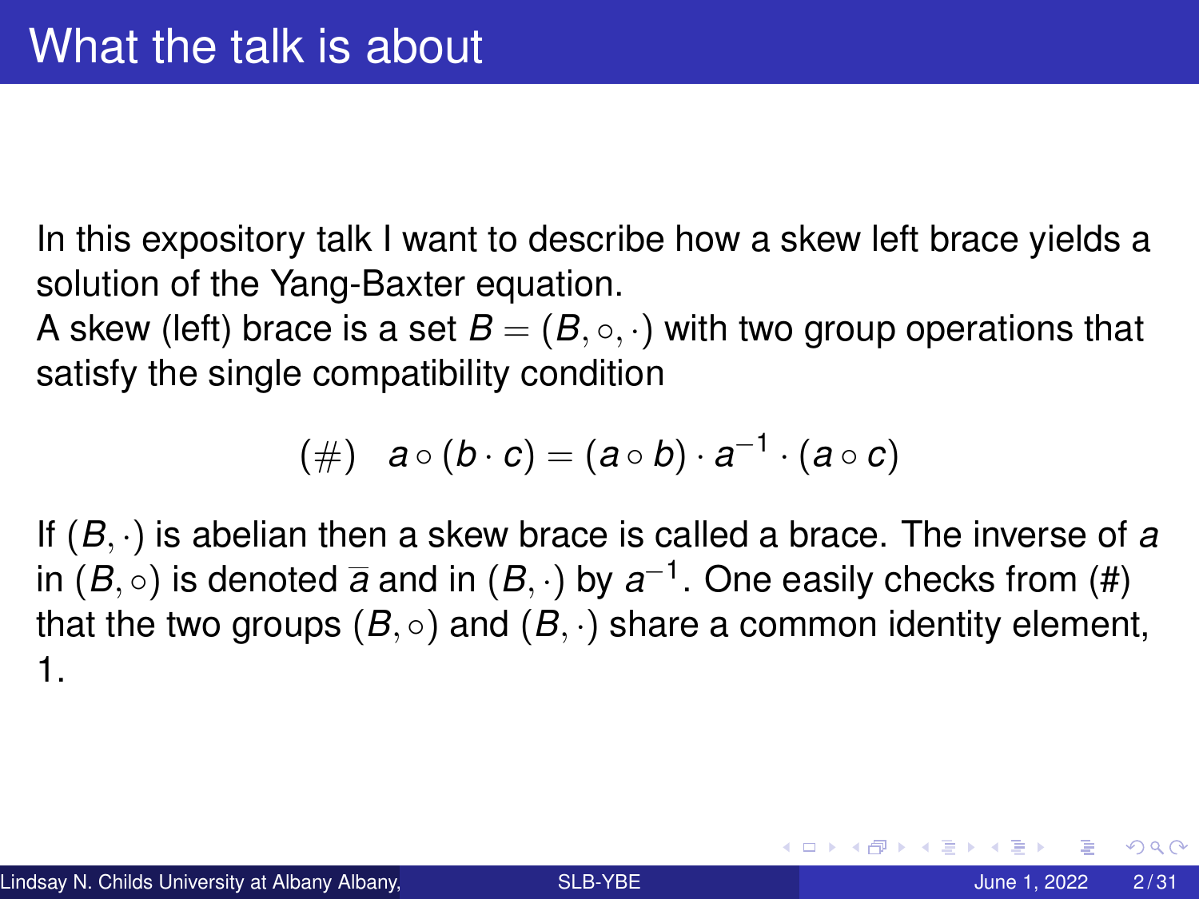# What the talk is about

In this expository talk I want to describe how a skew left brace yields a solution of the Yang-Baxter equation.
A skew (left) brace is a set $B = (B, \circ, \cdot)$ with two group operations that satisfy the single compatibility condition

$$(\#) \quad a \circ (b \cdot c) = (a \circ b) \cdot a^{-1} \cdot (a \circ c)$$

If $(B, \cdot)$ is abelian then a skew brace is called a brace. The inverse of $a$ in $(B, \circ)$ is denoted $\overline{a}$ and in $(B, \cdot)$ by $a^{-1}$. One easily checks from (#) that the two groups $(B, \circ)$ and $(B, \cdot)$ share a common identity element, 1.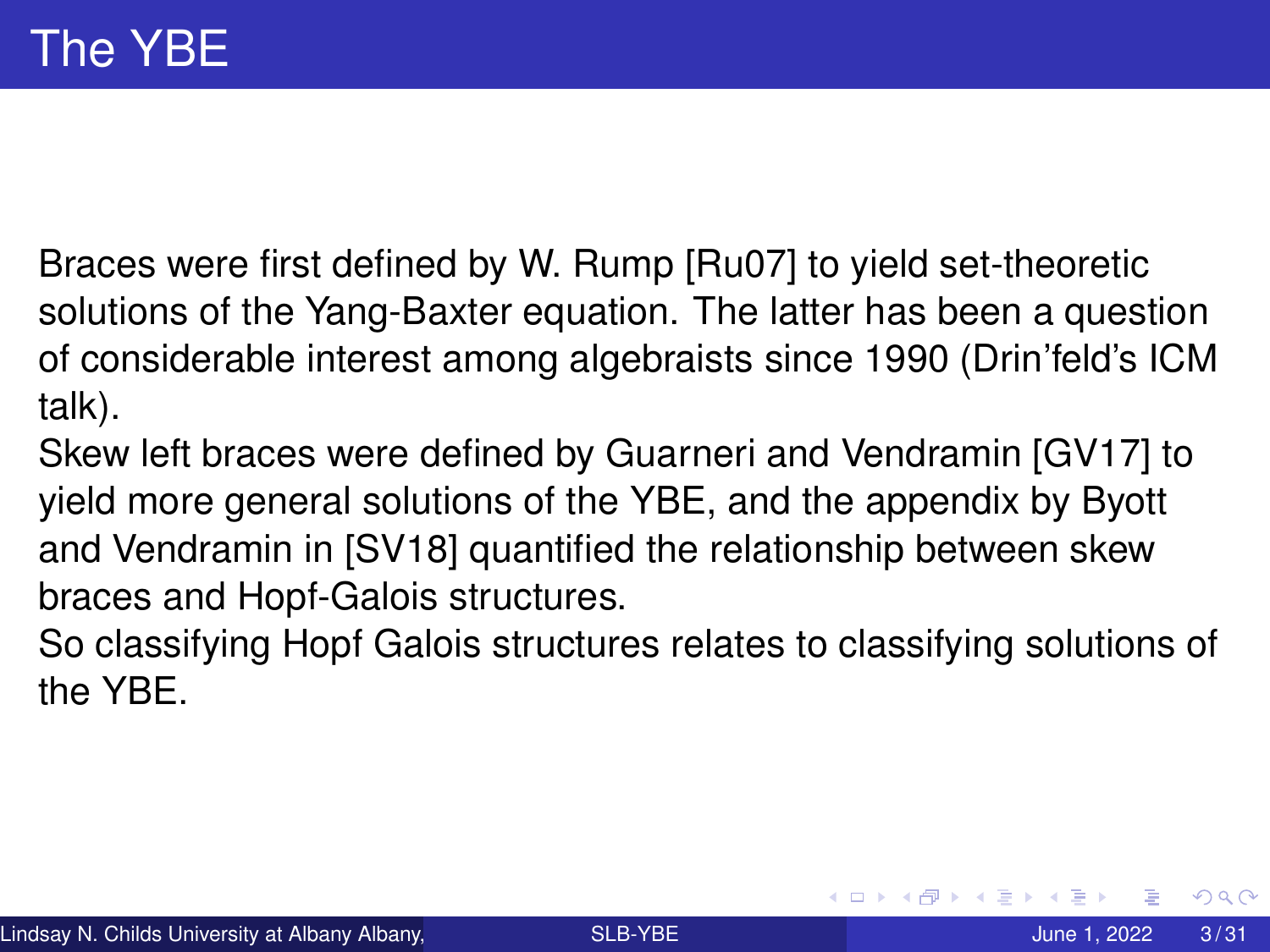# The YBE

Braces were first defined by W. Rump [Ru07] to yield set-theoretic solutions of the Yang-Baxter equation. The latter has been a question of considerable interest among algebraists since 1990 (Drin'feld's ICM talk).

Skew left braces were defined by Guarneri and Vendramin [GV17] to yield more general solutions of the YBE, and the appendix by Byott and Vendramin in [SV18] quantified the relationship between skew braces and Hopf-Galois structures.

So classifying Hopf Galois structures relates to classifying solutions of the YBE.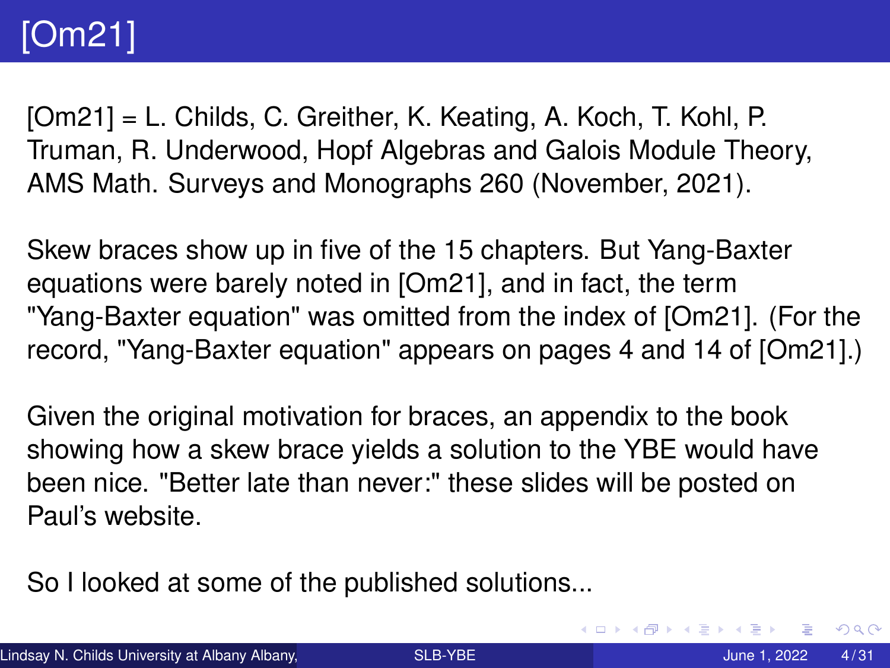# [Om21]

[Om21] = L. Childs, C. Greither, K. Keating, A. Koch, T. Kohl, P. Truman, R. Underwood, Hopf Algebras and Galois Module Theory, AMS Math. Surveys and Monographs 260 (November, 2021).

Skew braces show up in five of the 15 chapters. But Yang-Baxter equations were barely noted in [Om21], and in fact, the term "Yang-Baxter equation" was omitted from the index of [Om21]. (For the record, "Yang-Baxter equation" appears on pages 4 and 14 of [Om21].)

Given the original motivation for braces, an appendix to the book showing how a skew brace yields a solution to the YBE would have been nice. "Better late than never:" these slides will be posted on Paul's website.

So I looked at some of the published solutions...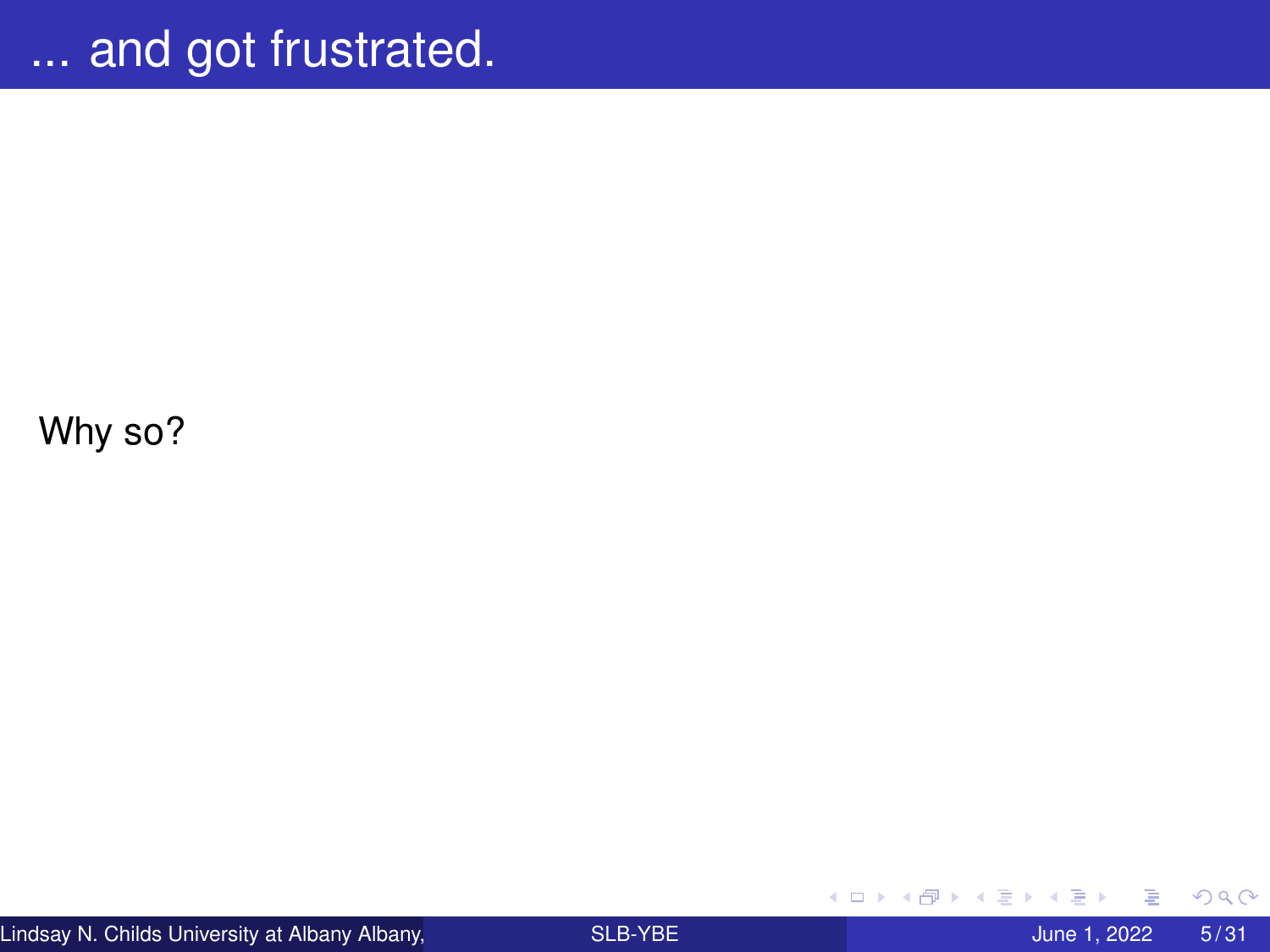# ... and got frustrated.

Why so?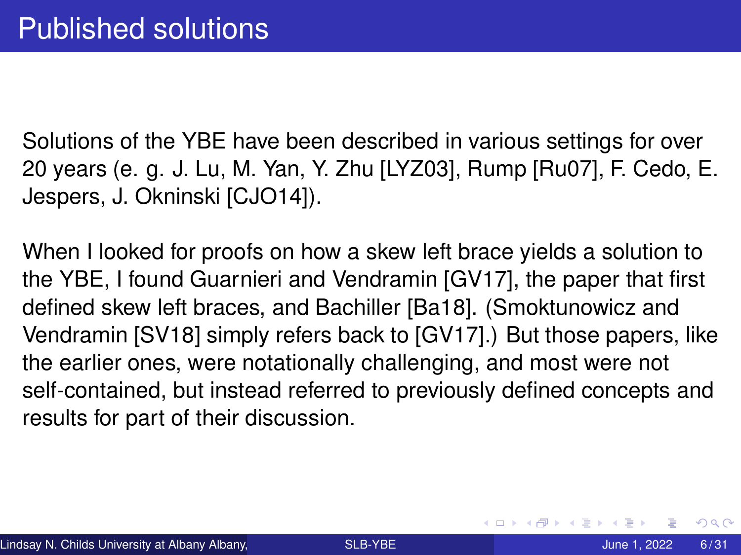# Published solutions

Solutions of the YBE have been described in various settings for over 20 years (e. g. J. Lu, M. Yan, Y. Zhu [LYZ03], Rump [Ru07], F. Cedo, E. Jespers, J. Okninski [CJO14]).

When I looked for proofs on how a skew left brace yields a solution to the YBE, I found Guarnieri and Vendramin [GV17], the paper that first defined skew left braces, and Bachiller [Ba18]. (Smoktunowicz and Vendramin [SV18] simply refers back to [GV17].) But those papers, like the earlier ones, were notationally challenging, and most were not self-contained, but instead referred to previously defined concepts and results for part of their discussion.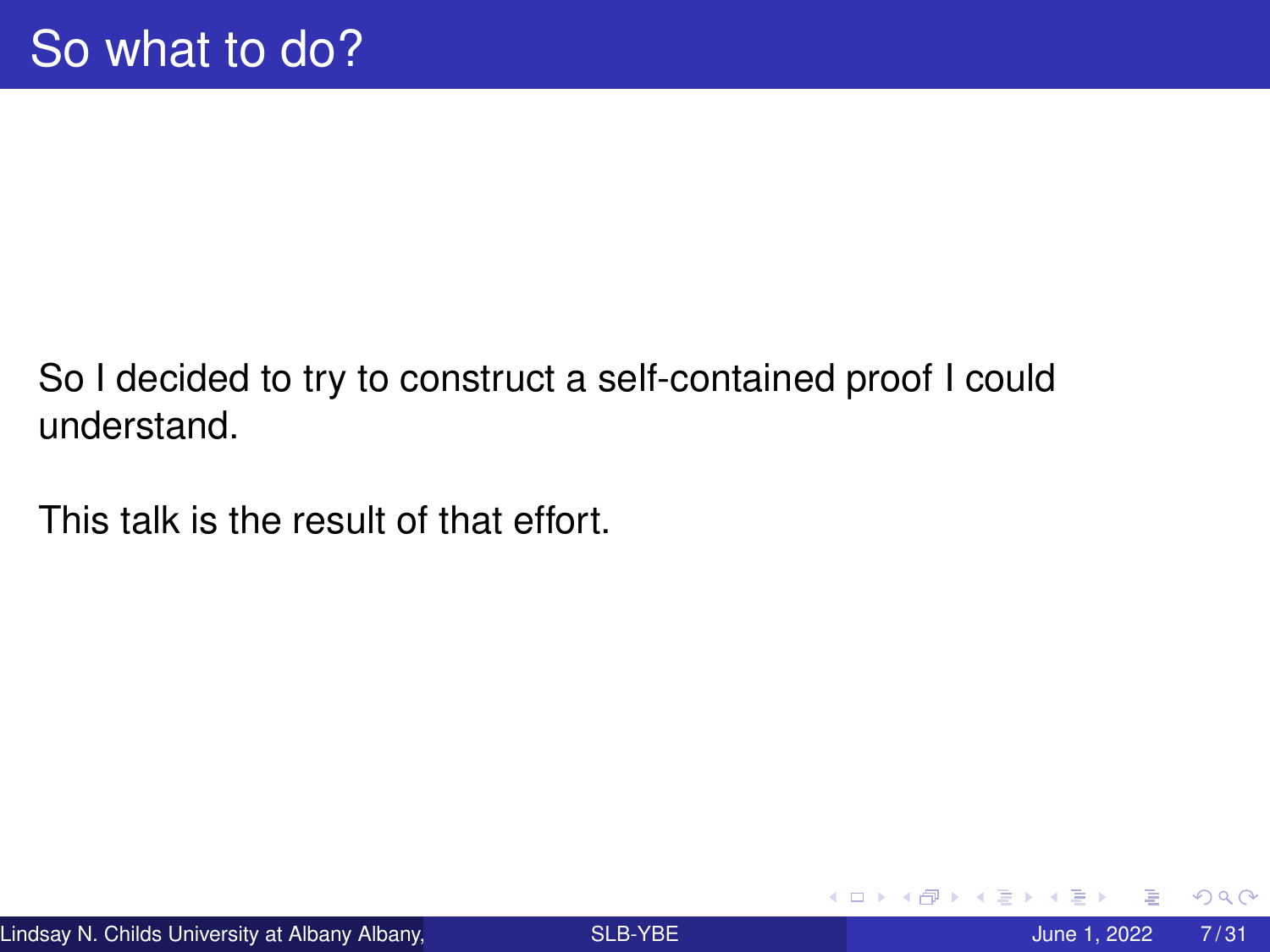# So what to do?

So I decided to try to construct a self-contained proof I could understand.

This talk is the result of that effort.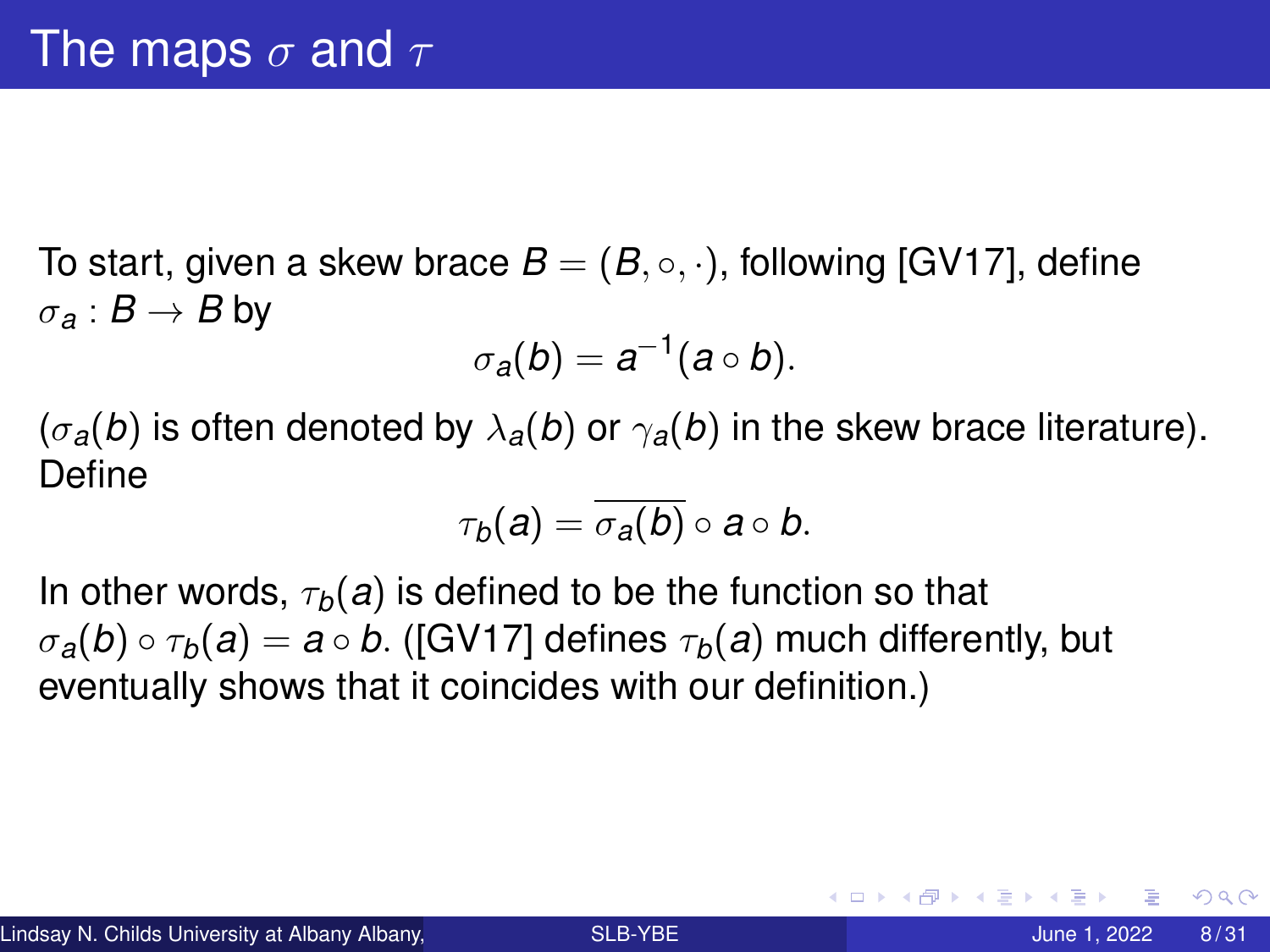# The maps $\sigma$ and $\tau$

To start, given a skew brace $B = (B, \circ, \cdot)$, following [GV17], define $\sigma_a : B \to B$ by

$$\sigma_a(b) = a^{-1}(a \circ b).$$

($\sigma_a(b)$ is often denoted by $\lambda_a(b)$ or $\gamma_a(b)$ in the skew brace literature). Define

$$\tau_b(a) = \overline{\sigma_a(b)} \circ a \circ b.$$

In other words, $\tau_b(a)$ is defined to be the function so that $\sigma_a(b) \circ \tau_b(a) = a \circ b$. ([GV17] defines $\tau_b(a)$ much differently, but eventually shows that it coincides with our definition.)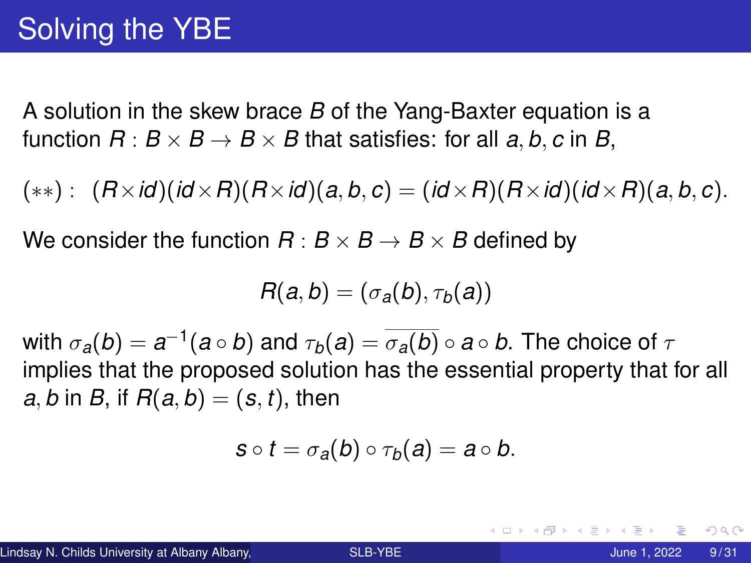# Solving the YBE

A solution in the skew brace $B$ of the Yang-Baxter equation is a function $R : B \times B \to B \times B$ that satisfies: for all $a, b, c$ in $B$,

$$(**) : \quad (R \times id)(id \times R)(R \times id)(a, b, c) = (id \times R)(R \times id)(id \times R)(a, b, c).$$

We consider the function $R : B \times B \to B \times B$ defined by

$$R(a, b) = (\sigma_a(b), \tau_b(a))$$

with $\sigma_a(b) = a^{-1}(a \circ b)$ and $\tau_b(a) = \overline{\sigma_a(b)} \circ a \circ b$. The choice of $\tau$ implies that the proposed solution has the essential property that for all $a, b$ in $B$, if $R(a, b) = (s, t)$, then

$$s \circ t = \sigma_a(b) \circ \tau_b(a) = a \circ b.$$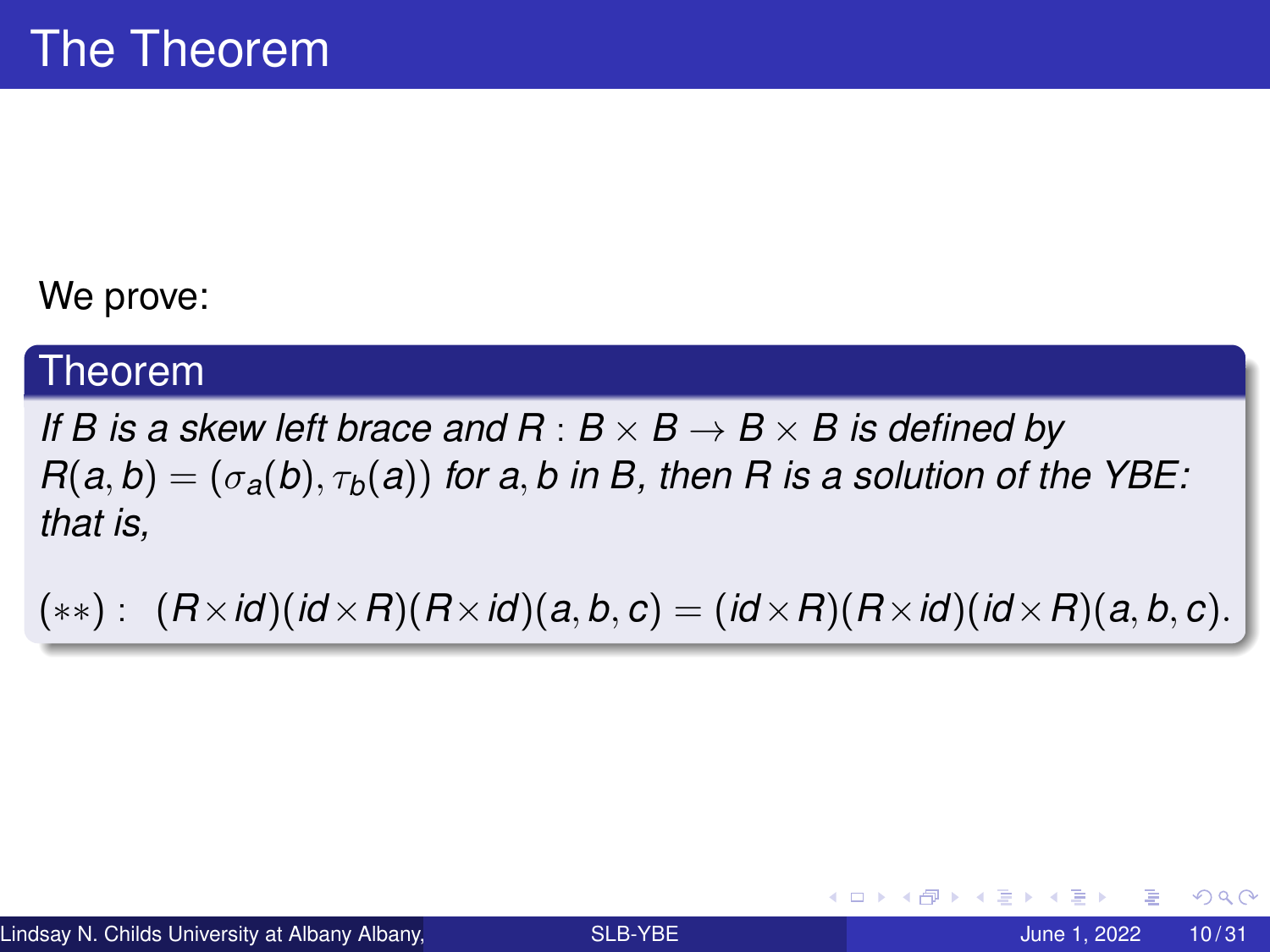# The Theorem

We prove:

**Theorem**

*If $B$ is a skew left brace and $R : B \times B \to B \times B$ is defined by $R(a, b) = (\sigma_a(b), \tau_b(a))$ for $a, b$ in $B$, then $R$ is a solution of the YBE: that is,*

$$(**) : \quad (R \times id)(id \times R)(R \times id)(a, b, c) = (id \times R)(R \times id)(id \times R)(a, b, c).$$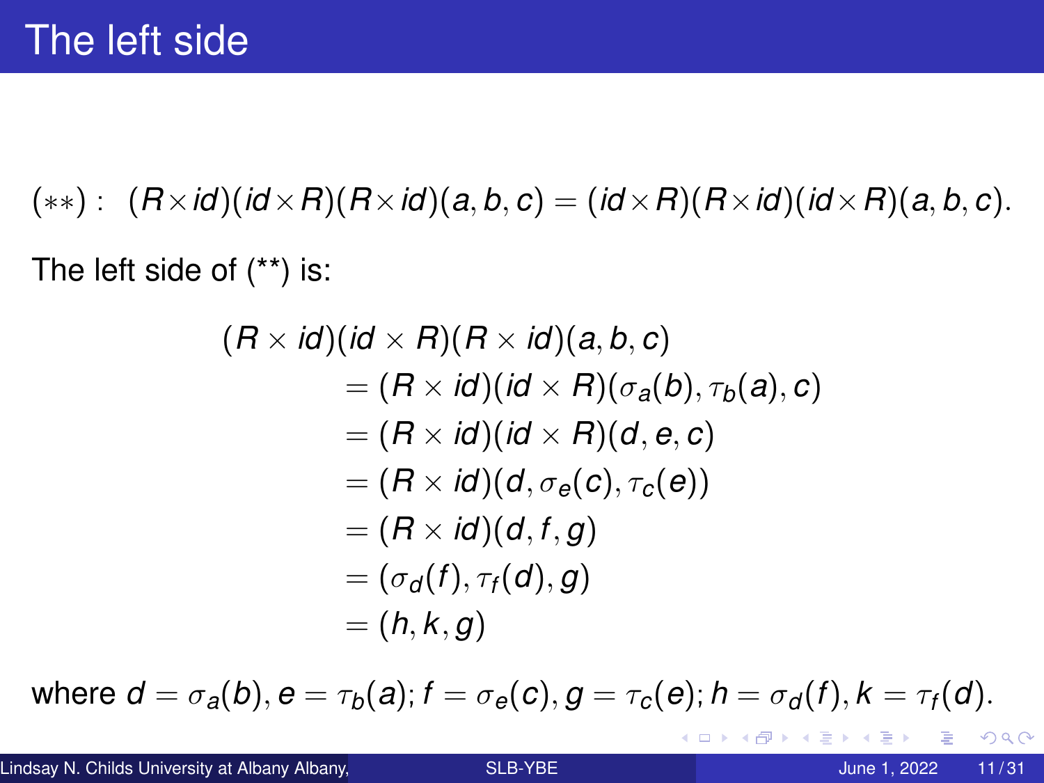# The left side

$$(**) : \quad (R \times id)(id \times R)(R \times id)(a,b,c) = (id \times R)(R \times id)(id \times R)(a,b,c).$$

The left side of (**) is:

$$
\begin{aligned}
(R \times id)(id \times R)(R \times id)(a,b,c) \\
&= (R \times id)(id \times R)(\sigma_a(b), \tau_b(a), c) \\
&= (R \times id)(id \times R)(d, e, c) \\
&= (R \times id)(d, \sigma_e(c), \tau_c(e)) \\
&= (R \times id)(d, f, g) \\
&= (\sigma_d(f), \tau_f(d), g) \\
&= (h, k, g)
\end{aligned}
$$

where $d = \sigma_a(b), e = \tau_b(a); f = \sigma_e(c), g = \tau_c(e); h = \sigma_d(f), k = \tau_f(d)$.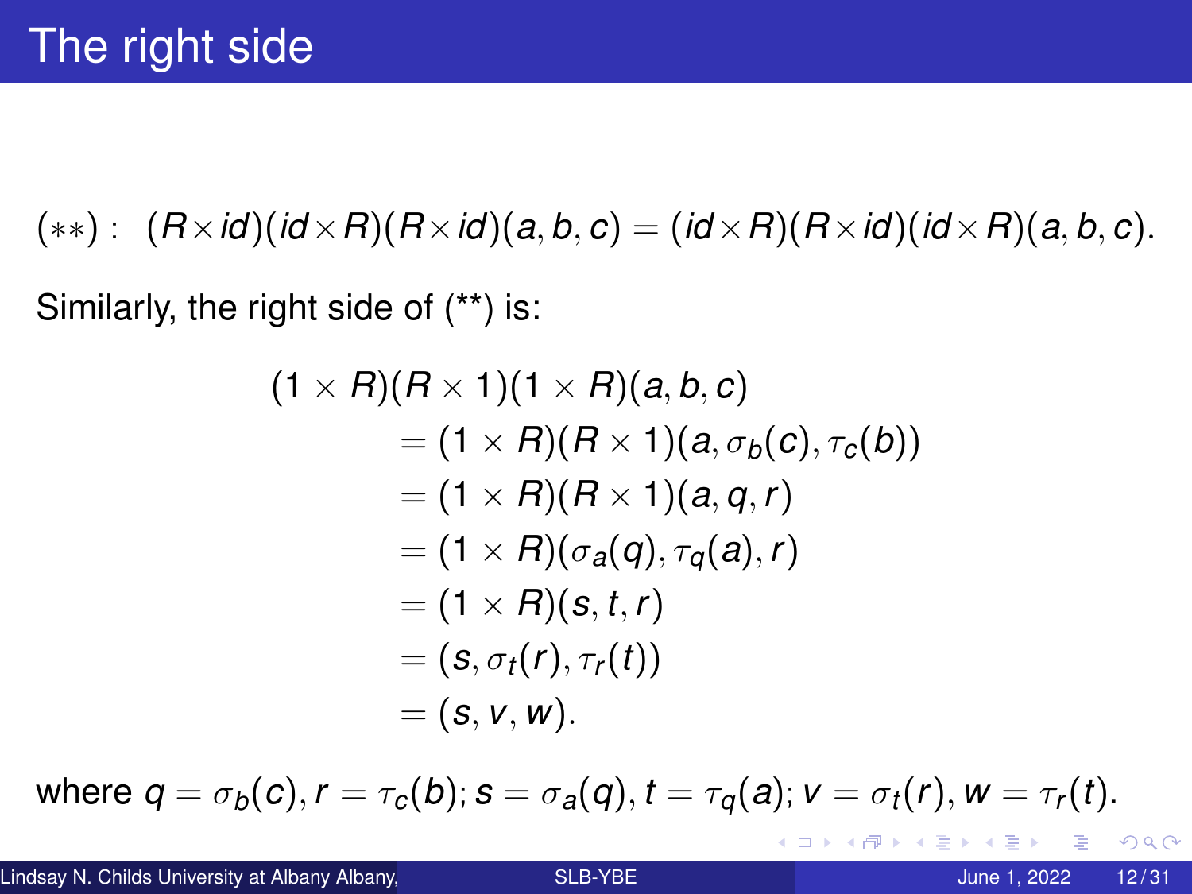# The right side

$$(**): \ (R \times id)(id \times R)(R \times id)(a, b, c) = (id \times R)(R \times id)(id \times R)(a, b, c).$$

Similarly, the right side of (**) is:

$$\begin{aligned}
(1 \times R)(R \times 1)(1 \times R)(a, b, c) \\
&= (1 \times R)(R \times 1)(a, \sigma_b(c), \tau_c(b)) \\
&= (1 \times R)(R \times 1)(a, q, r) \\
&= (1 \times R)(\sigma_a(q), \tau_q(a), r) \\
&= (1 \times R)(s, t, r) \\
&= (s, \sigma_t(r), \tau_r(t)) \\
&= (s, v, w).
\end{aligned}$$

where $q = \sigma_b(c), r = \tau_c(b); s = \sigma_a(q), t = \tau_q(a); v = \sigma_t(r), w = \tau_r(t)$.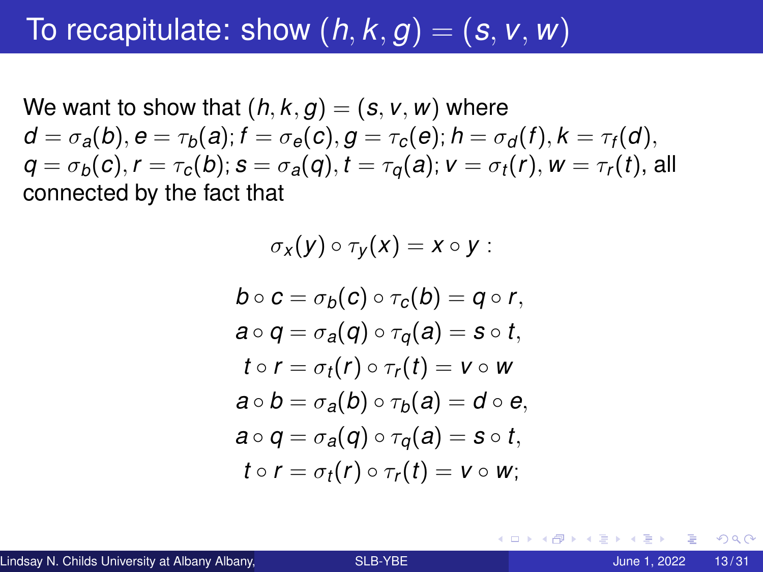# To recapitulate: show $(h, k, g) = (s, v, w)$

We want to show that $(h, k, g) = (s, v, w)$ where $d = \sigma_a(b), e = \tau_b(a); f = \sigma_e(c), g = \tau_c(e); h = \sigma_d(f), k = \tau_f(d)$, $q = \sigma_b(c), r = \tau_c(b); s = \sigma_a(q), t = \tau_q(a); v = \sigma_t(r), w = \tau_r(t)$, all connected by the fact that

$$\sigma_x(y) \circ \tau_y(x) = x \circ y :$$

$$
\begin{aligned}
b \circ c = \sigma_b(c) \circ \tau_c(b) &= q \circ r, \\
a \circ q = \sigma_a(q) \circ \tau_q(a) &= s \circ t, \\
t \circ r = \sigma_t(r) \circ \tau_r(t) &= v \circ w \\
a \circ b = \sigma_a(b) \circ \tau_b(a) &= d \circ e, \\
a \circ q = \sigma_a(q) \circ \tau_q(a) &= s \circ t, \\
t \circ r = \sigma_t(r) \circ \tau_r(t) &= v \circ w;
\end{aligned}
$$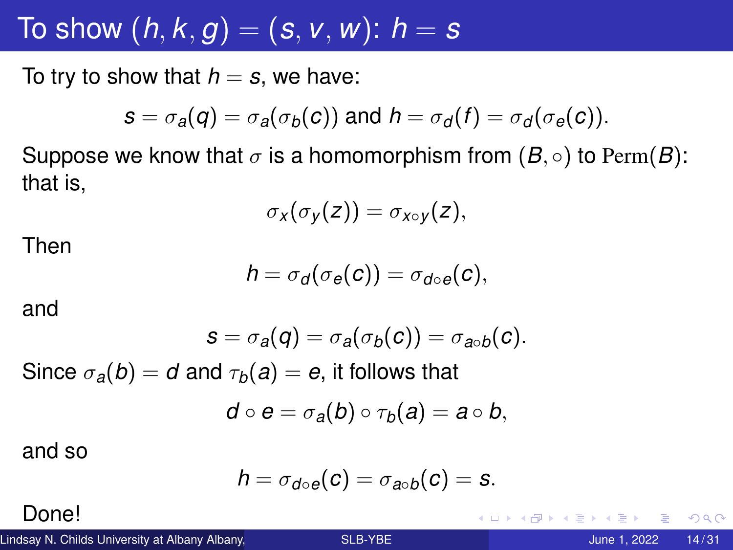# To show $(h, k, g) = (s, v, w)$: $h = s$

To try to show that $h = s$, we have:

$$s = \sigma_a(q) = \sigma_a(\sigma_b(c)) \text{ and } h = \sigma_d(f) = \sigma_d(\sigma_e(c)).$$

Suppose we know that $\sigma$ is a homomorphism from $(B, \circ)$ to $\mathrm{Perm}(B)$: that is,

$$\sigma_x(\sigma_y(z)) = \sigma_{x \circ y}(z),$$

Then

$$h = \sigma_d(\sigma_e(c)) = \sigma_{d \circ e}(c),$$

and

$$s = \sigma_a(q) = \sigma_a(\sigma_b(c)) = \sigma_{a \circ b}(c).$$

Since $\sigma_a(b) = d$ and $\tau_b(a) = e$, it follows that

$$d \circ e = \sigma_a(b) \circ \tau_b(a) = a \circ b,$$

and so

$$h = \sigma_{d \circ e}(c) = \sigma_{a \circ b}(c) = s.$$

Done!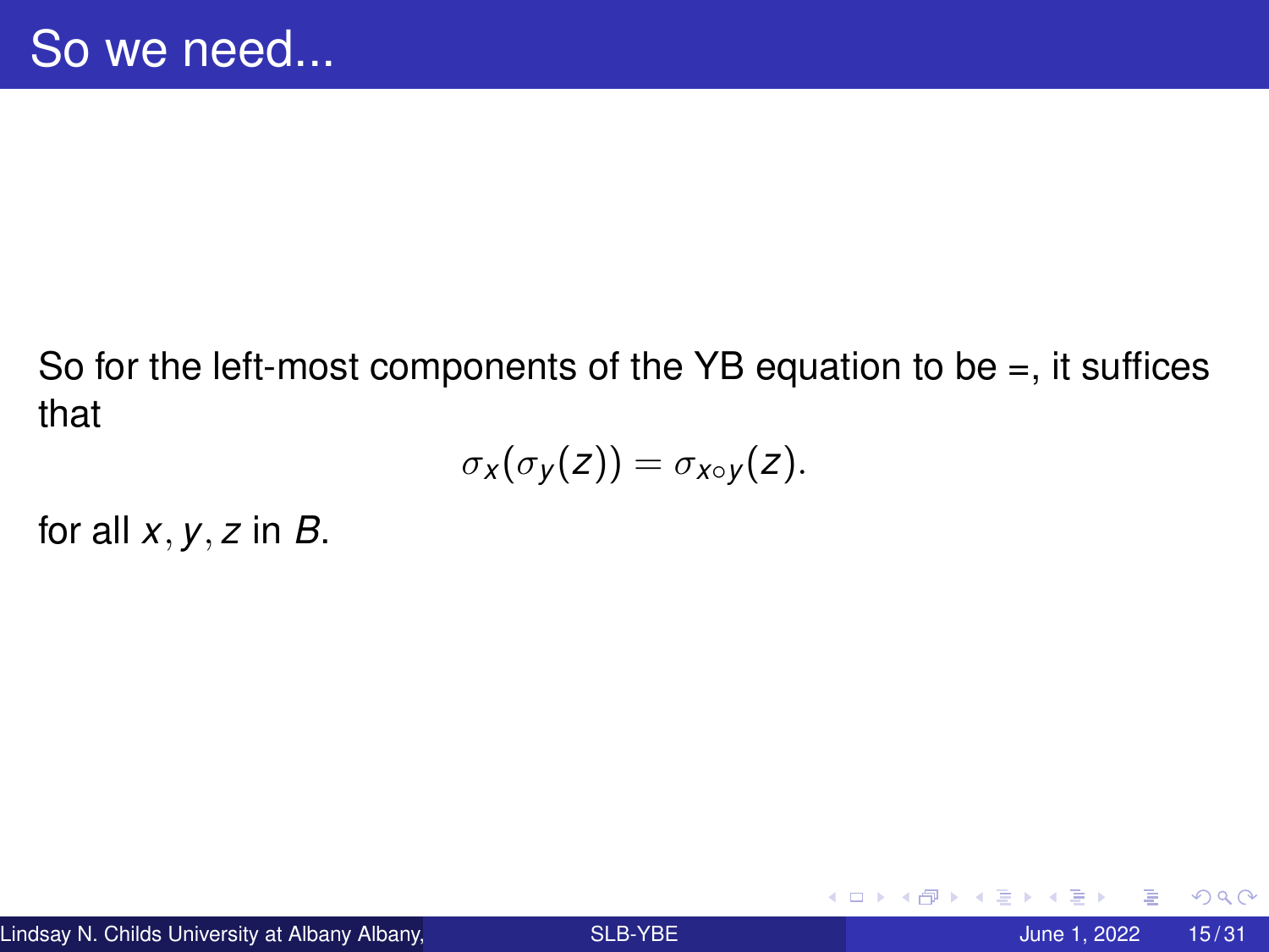# So we need...

So for the left-most components of the YB equation to be =, it suffices that

$$\sigma_x(\sigma_y(z)) = \sigma_{x \circ y}(z).$$

for all $x, y, z$ in $B$.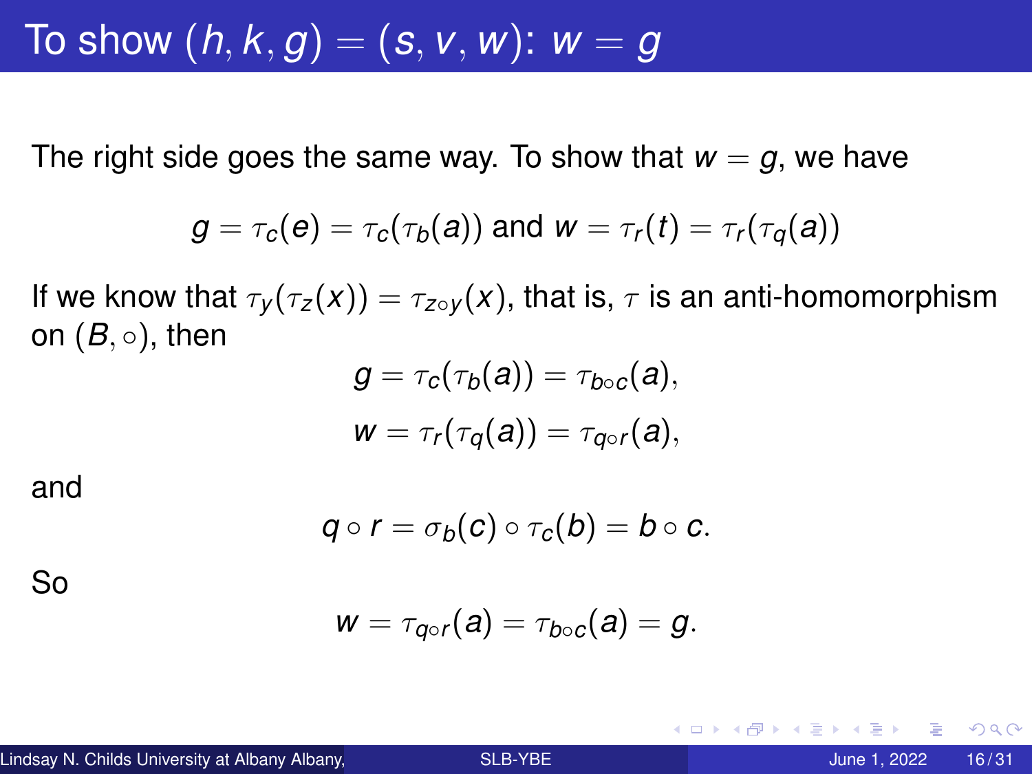# To show $(h, k, g) = (s, v, w)$: $w = g$

The right side goes the same way. To show that $w = g$, we have

$$g = \tau_c(e) = \tau_c(\tau_b(a)) \text{ and } w = \tau_r(t) = \tau_r(\tau_q(a))$$

If we know that $\tau_y(\tau_z(x)) = \tau_{z \circ y}(x)$, that is, $\tau$ is an anti-homomorphism on $(B, \circ)$, then

$$g = \tau_c(\tau_b(a)) = \tau_{b \circ c}(a),$$

$$w = \tau_r(\tau_q(a)) = \tau_{q \circ r}(a),$$

and

$$q \circ r = \sigma_b(c) \circ \tau_c(b) = b \circ c.$$

So

$$w = \tau_{q \circ r}(a) = \tau_{b \circ c}(a) = g.$$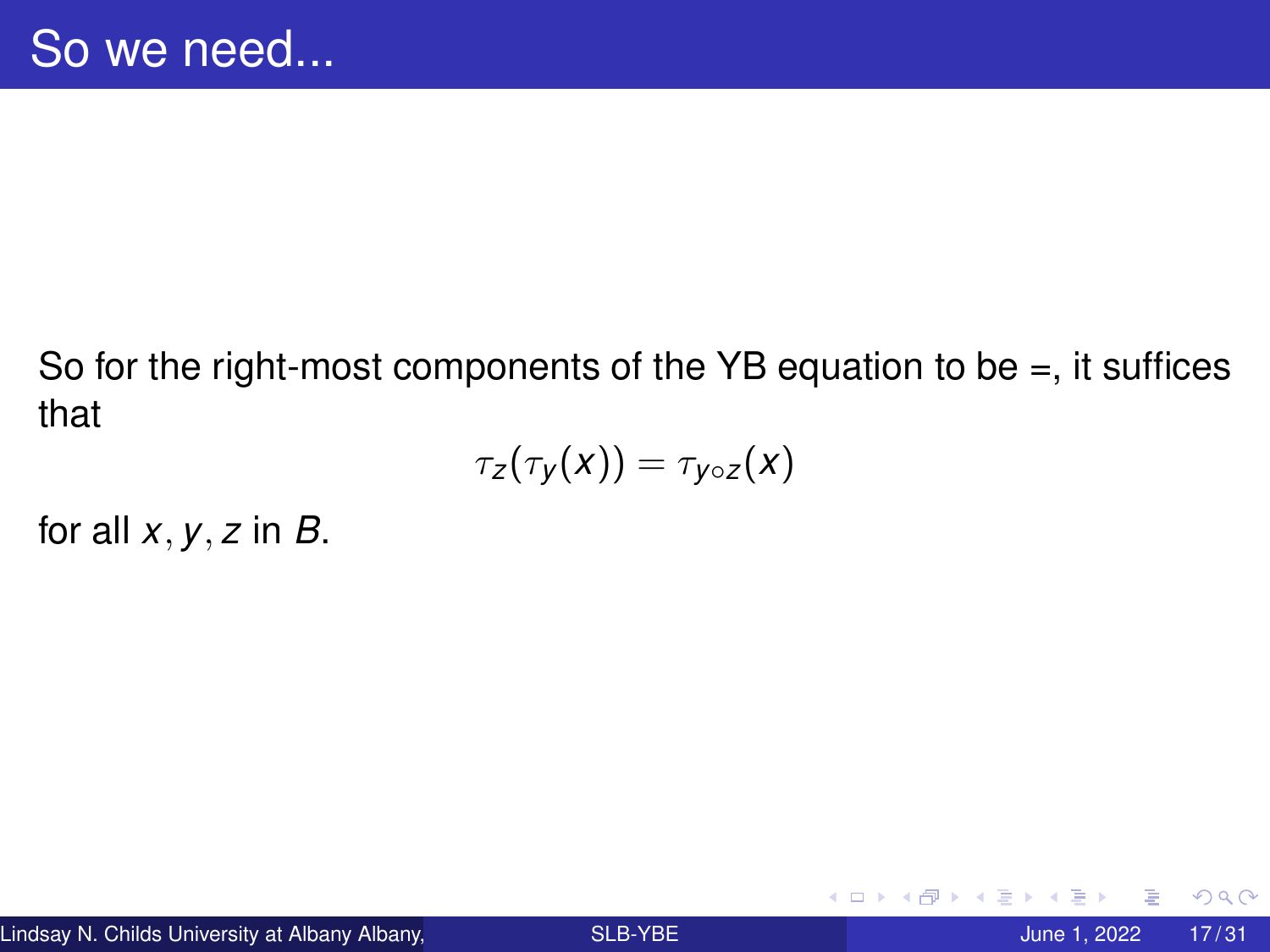# So we need...

So for the right-most components of the YB equation to be =, it suffices that

$$\tau_z(\tau_y(x)) = \tau_{y \circ z}(x)$$

for all $x, y, z$ in $B$.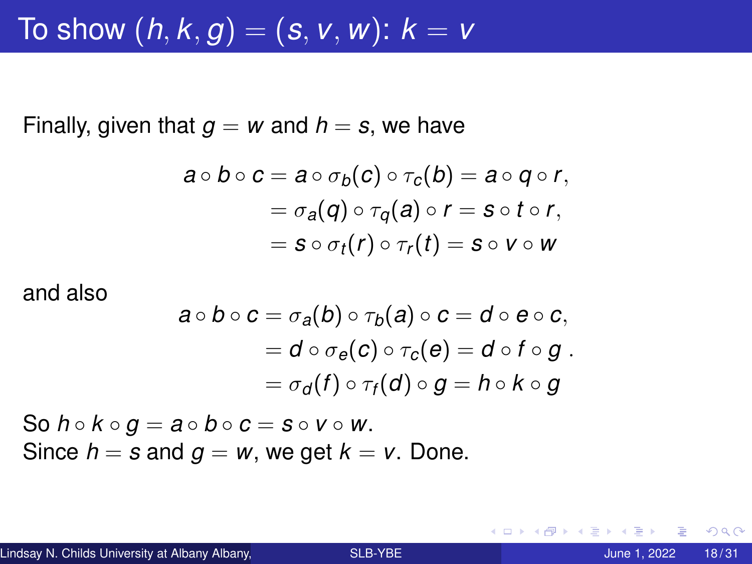# To show $(h, k, g) = (s, v, w)$: $k = v$

Finally, given that $g = w$ and $h = s$, we have

$$
\begin{aligned}
a \circ b \circ c = a \circ \sigma_b(c) \circ \tau_c(b) &= a \circ q \circ r, \\
= \sigma_a(q) \circ \tau_q(a) \circ r &= s \circ t \circ r, \\
= s \circ \sigma_t(r) \circ \tau_r(t) &= s \circ v \circ w
\end{aligned}
$$

and also

$$
\begin{aligned}
a \circ b \circ c = \sigma_a(b) \circ \tau_b(a) \circ c &= d \circ e \circ c, \\
= d \circ \sigma_e(c) \circ \tau_c(e) &= d \circ f \circ g \,. \\
= \sigma_d(f) \circ \tau_f(d) \circ g &= h \circ k \circ g
\end{aligned}
$$

So $h \circ k \circ g = a \circ b \circ c = s \circ v \circ w$.
Since $h = s$ and $g = w$, we get $k = v$. Done.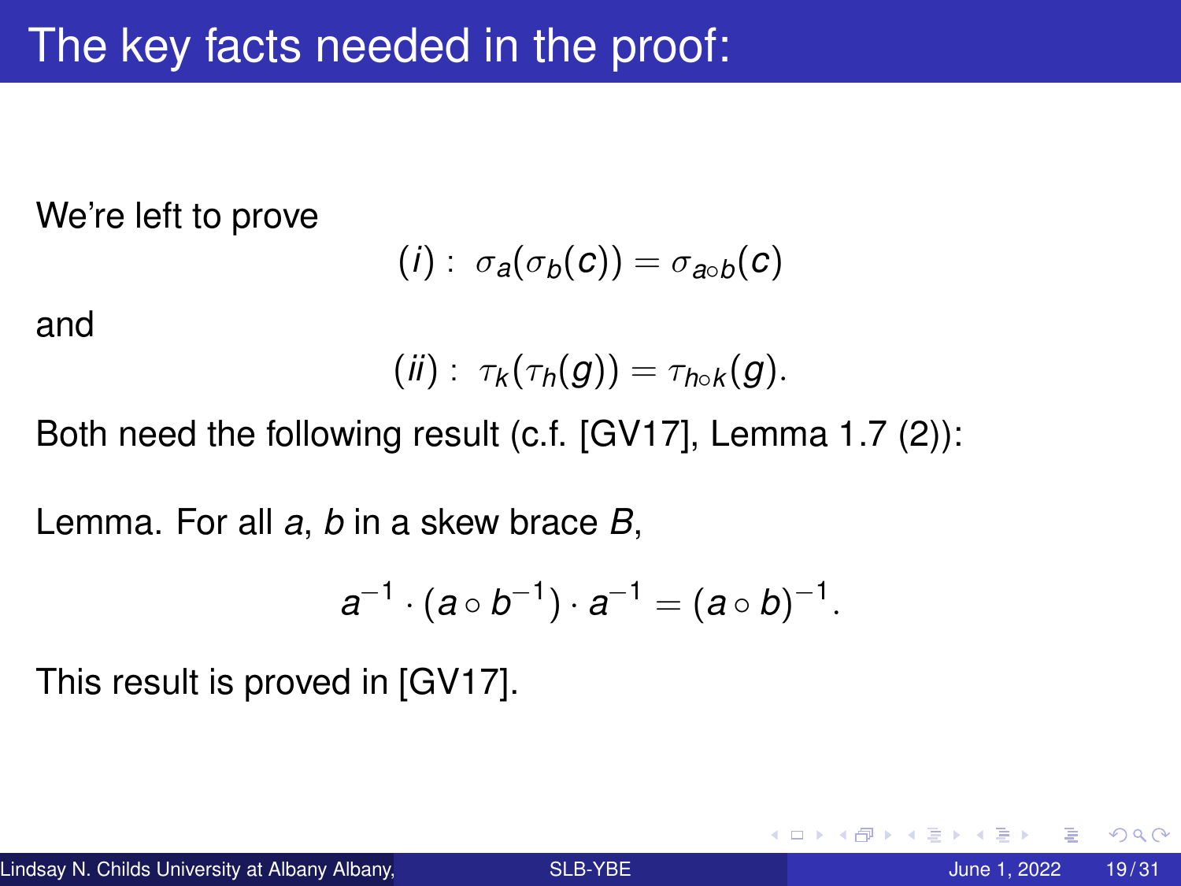# The key facts needed in the proof:

We're left to prove

$$(i): \ \sigma_a(\sigma_b(c)) = \sigma_{a \circ b}(c)$$

and

$$(ii): \ \tau_k(\tau_h(g)) = \tau_{h \circ k}(g).$$

Both need the following result (c.f. [GV17], Lemma 1.7 (2)):

Lemma. For all $a$, $b$ in a skew brace $B$,

$$a^{-1} \cdot (a \circ b^{-1}) \cdot a^{-1} = (a \circ b)^{-1}.$$

This result is proved in [GV17].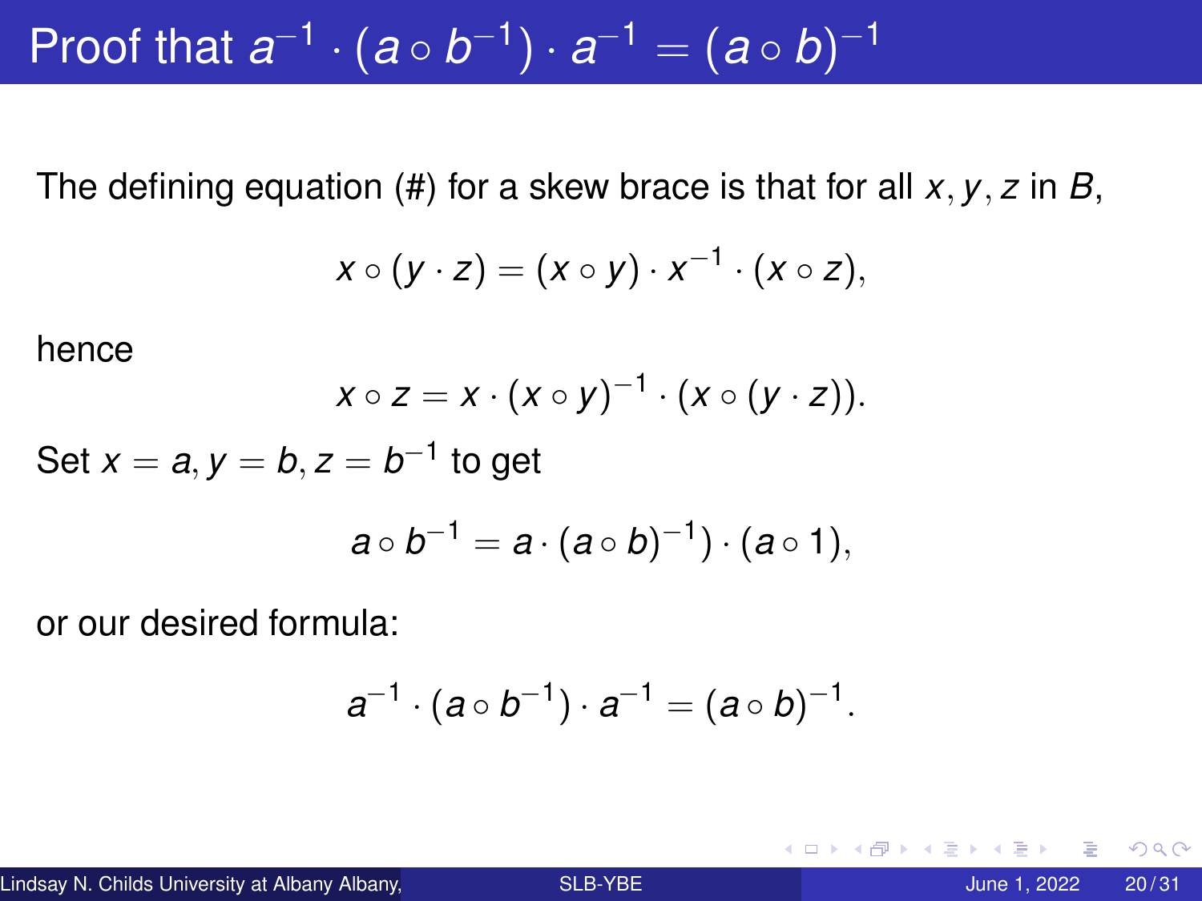# Proof that $a^{-1} \cdot (a \circ b^{-1}) \cdot a^{-1} = (a \circ b)^{-1}$

The defining equation (#) for a skew brace is that for all $x, y, z$ in $B$,

$$x \circ (y \cdot z) = (x \circ y) \cdot x^{-1} \cdot (x \circ z),$$

hence

$$x \circ z = x \cdot (x \circ y)^{-1} \cdot (x \circ (y \cdot z)).$$

Set $x = a, y = b, z = b^{-1}$ to get

$$a \circ b^{-1} = a \cdot (a \circ b)^{-1}) \cdot (a \circ 1),$$

or our desired formula:

$$a^{-1} \cdot (a \circ b^{-1}) \cdot a^{-1} = (a \circ b)^{-1}.$$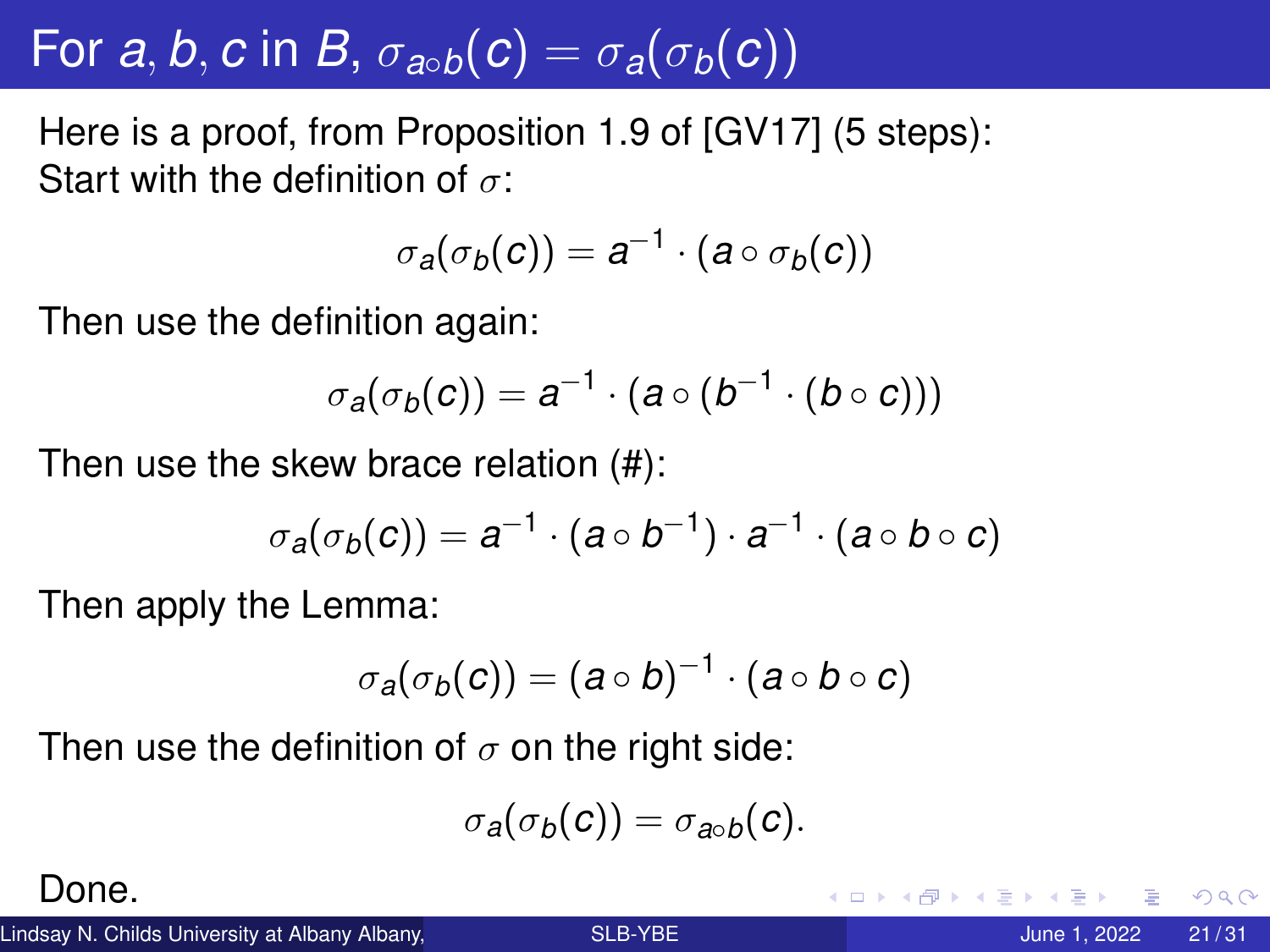# For $a, b, c$ in $B$, $\sigma_{a \circ b}(c) = \sigma_a(\sigma_b(c))$

Here is a proof, from Proposition 1.9 of [GV17] (5 steps):
Start with the definition of $\sigma$:

$$\sigma_a(\sigma_b(c)) = a^{-1} \cdot (a \circ \sigma_b(c))$$

Then use the definition again:

$$\sigma_a(\sigma_b(c)) = a^{-1} \cdot (a \circ (b^{-1} \cdot (b \circ c)))$$

Then use the skew brace relation (#):

$$\sigma_a(\sigma_b(c)) = a^{-1} \cdot (a \circ b^{-1}) \cdot a^{-1} \cdot (a \circ b \circ c)$$

Then apply the Lemma:

$$\sigma_a(\sigma_b(c)) = (a \circ b)^{-1} \cdot (a \circ b \circ c)$$

Then use the definition of $\sigma$ on the right side:

$$\sigma_a(\sigma_b(c)) = \sigma_{a \circ b}(c).$$

Done.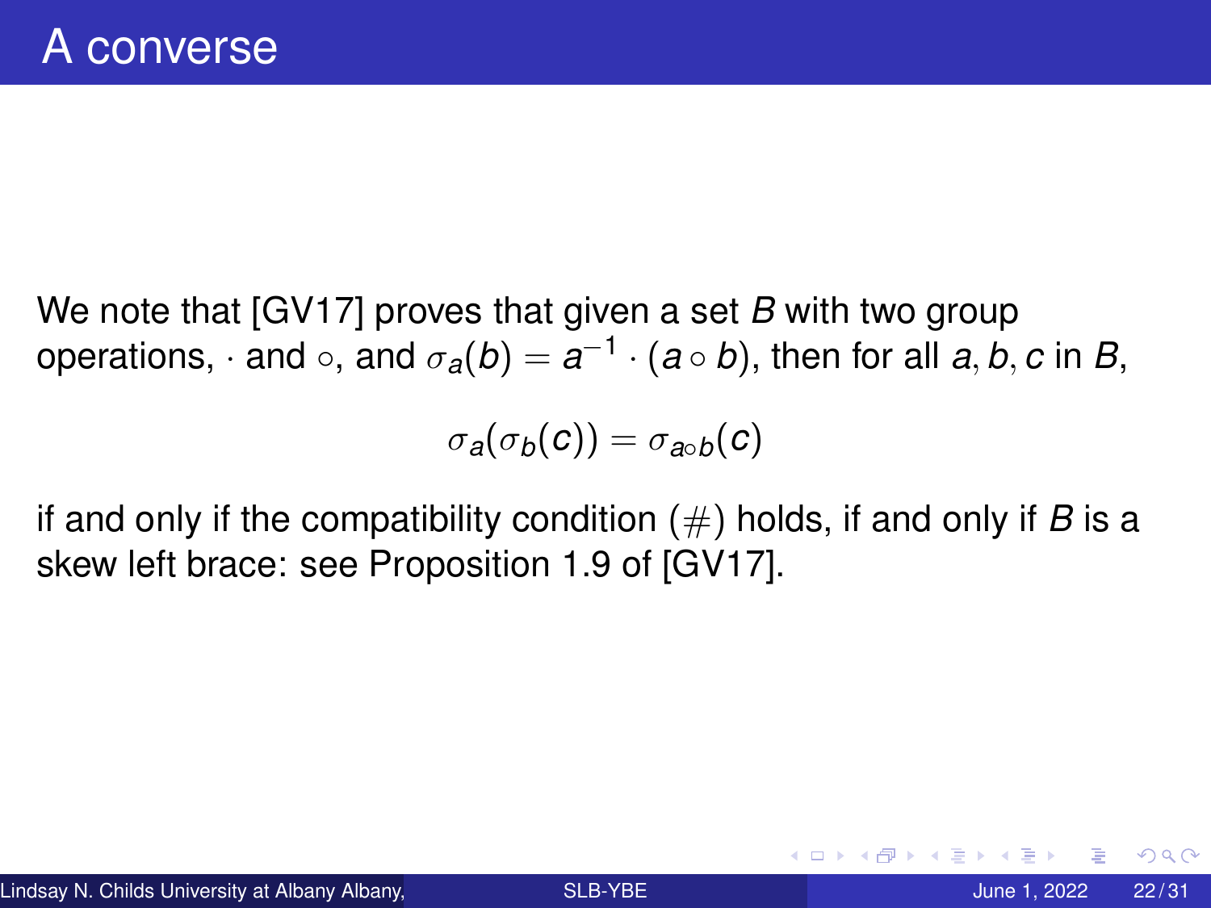# A converse

We note that [GV17] proves that given a set $B$ with two group operations, $\cdot$ and $\circ$, and $\sigma_a(b) = a^{-1} \cdot (a \circ b)$, then for all $a, b, c$ in $B$,

$$\sigma_a(\sigma_b(c)) = \sigma_{a \circ b}(c)$$

if and only if the compatibility condition $(\#)$ holds, if and only if $B$ is a skew left brace: see Proposition 1.9 of [GV17].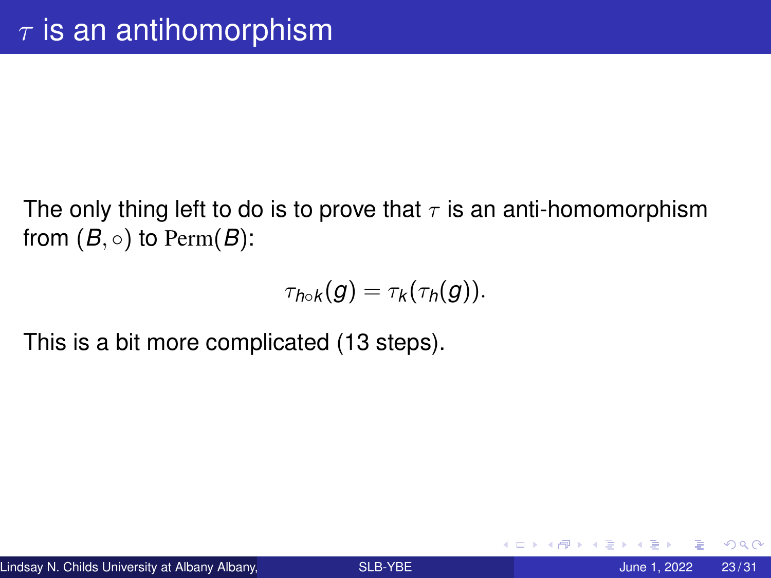# $\tau$ is an antihomorphism

The only thing left to do is to prove that $\tau$ is an anti-homomorphism from $(B, \circ)$ to $\mathrm{Perm}(B)$:

$$\tau_{h \circ k}(g) = \tau_k(\tau_h(g)).$$

This is a bit more complicated (13 steps).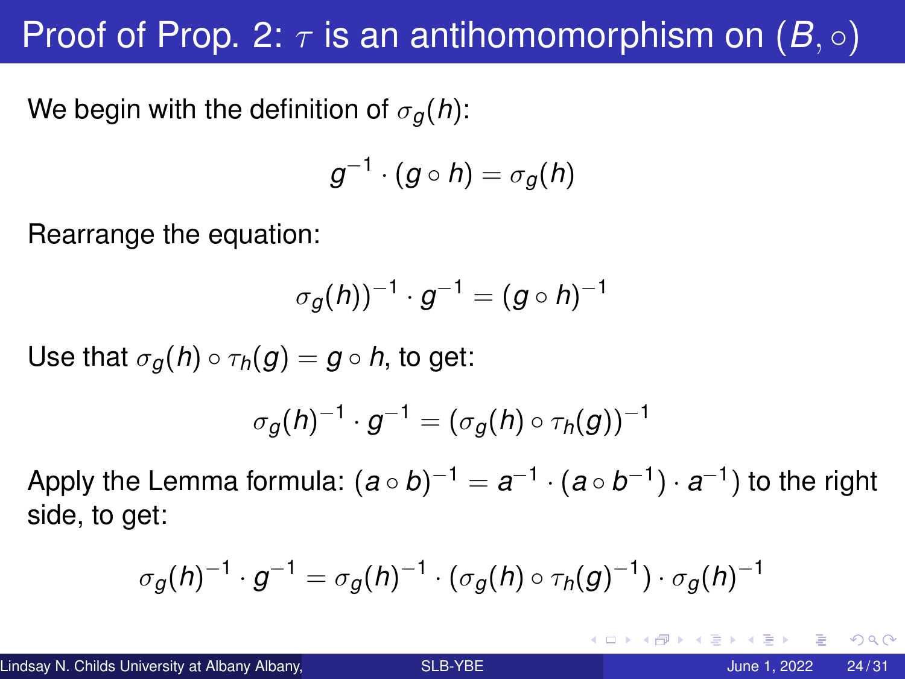# Proof of Prop. 2: $\tau$ is an antihomomorphism on $(B, \circ)$

We begin with the definition of $\sigma_g(h)$:

$$g^{-1} \cdot (g \circ h) = \sigma_g(h)$$

Rearrange the equation:

$$\sigma_g(h))^{-1} \cdot g^{-1} = (g \circ h)^{-1}$$

Use that $\sigma_g(h) \circ \tau_h(g) = g \circ h$, to get:

$$\sigma_g(h)^{-1} \cdot g^{-1} = (\sigma_g(h) \circ \tau_h(g))^{-1}$$

Apply the Lemma formula: $(a \circ b)^{-1} = a^{-1} \cdot (a \circ b^{-1}) \cdot a^{-1})$ to the right side, to get:

$$\sigma_g(h)^{-1} \cdot g^{-1} = \sigma_g(h)^{-1} \cdot (\sigma_g(h) \circ \tau_h(g)^{-1}) \cdot \sigma_g(h)^{-1}$$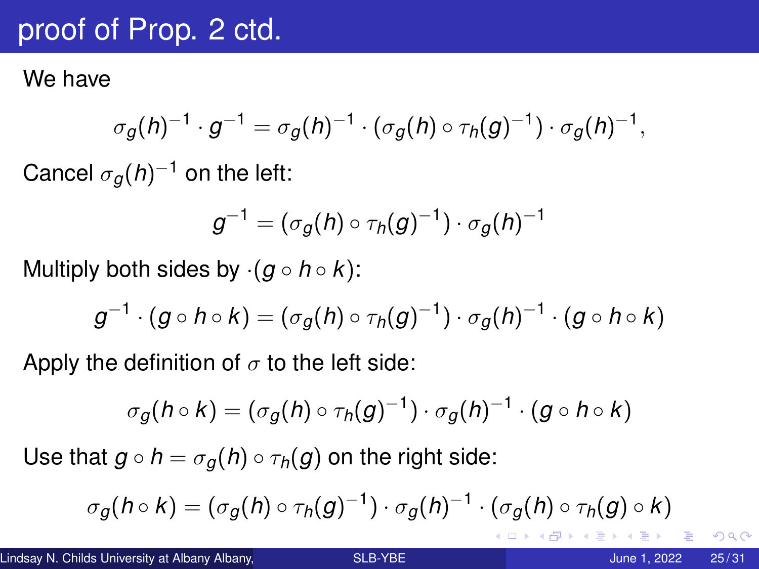# proof of Prop. 2 ctd.

We have

$$\sigma_g(h)^{-1} \cdot g^{-1} = \sigma_g(h)^{-1} \cdot (\sigma_g(h) \circ \tau_h(g)^{-1}) \cdot \sigma_g(h)^{-1},$$

Cancel $\sigma_g(h)^{-1}$ on the left:

$$g^{-1} = (\sigma_g(h) \circ \tau_h(g)^{-1}) \cdot \sigma_g(h)^{-1}$$

Multiply both sides by $\cdot(g \circ h \circ k)$:

$$g^{-1} \cdot (g \circ h \circ k) = (\sigma_g(h) \circ \tau_h(g)^{-1}) \cdot \sigma_g(h)^{-1} \cdot (g \circ h \circ k)$$

Apply the definition of $\sigma$ to the left side:

$$\sigma_g(h \circ k) = (\sigma_g(h) \circ \tau_h(g)^{-1}) \cdot \sigma_g(h)^{-1} \cdot (g \circ h \circ k)$$

Use that $g \circ h = \sigma_g(h) \circ \tau_h(g)$ on the right side:

$$\sigma_g(h \circ k) = (\sigma_g(h) \circ \tau_h(g)^{-1}) \cdot \sigma_g(h)^{-1} \cdot (\sigma_g(h) \circ \tau_h(g) \circ k)$$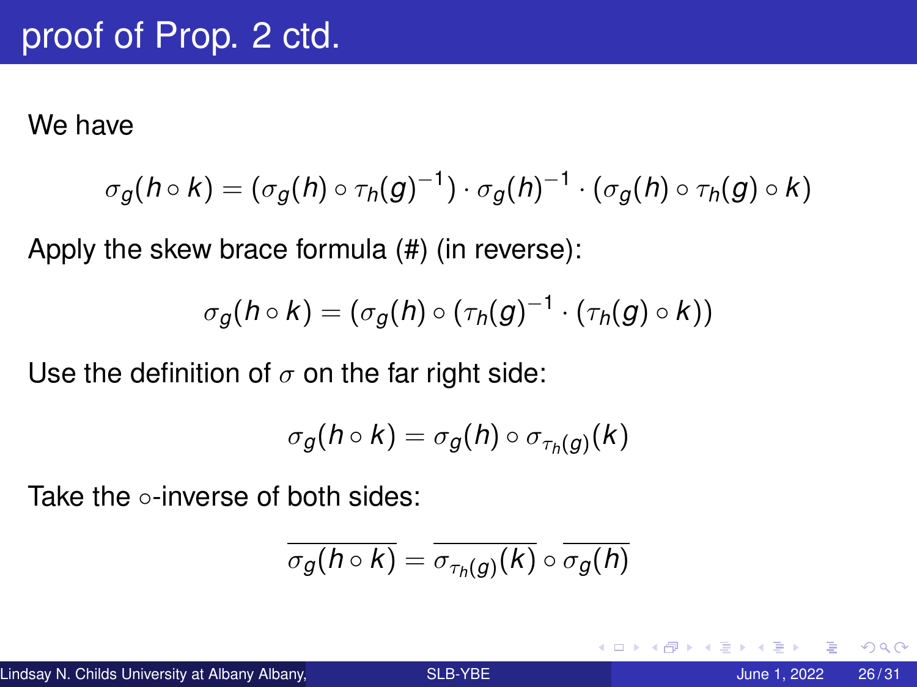# proof of Prop. 2 ctd.

We have

$$\sigma_g(h \circ k) = (\sigma_g(h) \circ \tau_h(g)^{-1}) \cdot \sigma_g(h)^{-1} \cdot (\sigma_g(h) \circ \tau_h(g) \circ k)$$

Apply the skew brace formula (#) (in reverse):

$$\sigma_g(h \circ k) = (\sigma_g(h) \circ (\tau_h(g)^{-1} \cdot (\tau_h(g) \circ k))$$

Use the definition of $\sigma$ on the far right side:

$$\sigma_g(h \circ k) = \sigma_g(h) \circ \sigma_{\tau_h(g)}(k)$$

Take the $\circ$-inverse of both sides:

$$\overline{\sigma_g(h \circ k)} = \overline{\sigma_{\tau_h(g)}(k)} \circ \overline{\sigma_g(h)}$$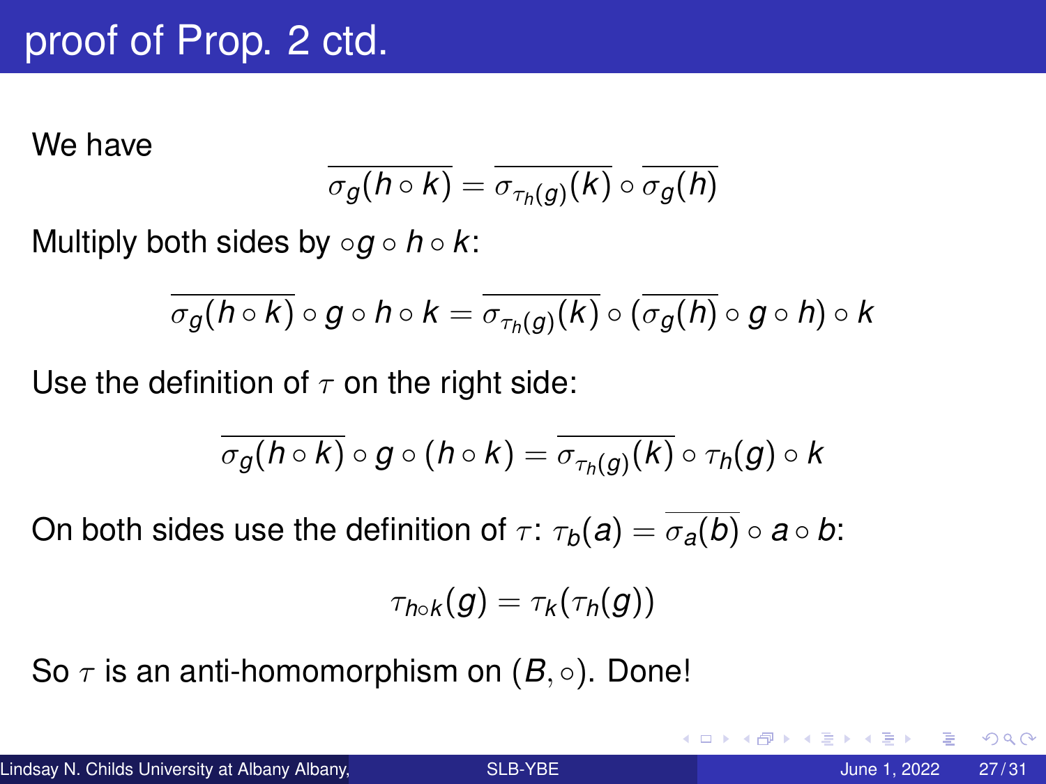# proof of Prop. 2 ctd.

We have

$$\overline{\sigma_g(h \circ k)} = \overline{\sigma_{\tau_h(g)}(k)} \circ \overline{\sigma_g(h)}$$

Multiply both sides by $\circ g \circ h \circ k$:

$$\overline{\sigma_g(h \circ k)} \circ g \circ h \circ k = \overline{\sigma_{\tau_h(g)}(k)} \circ (\overline{\sigma_g(h)} \circ g \circ h) \circ k$$

Use the definition of $\tau$ on the right side:

$$\overline{\sigma_g(h \circ k)} \circ g \circ (h \circ k) = \overline{\sigma_{\tau_h(g)}(k)} \circ \tau_h(g) \circ k$$

On both sides use the definition of $\tau$: $\tau_b(a) = \overline{\sigma_a(b)} \circ a \circ b$:

$$\tau_{h \circ k}(g) = \tau_k(\tau_h(g))$$

So $\tau$ is an anti-homomorphism on $(B, \circ)$. Done!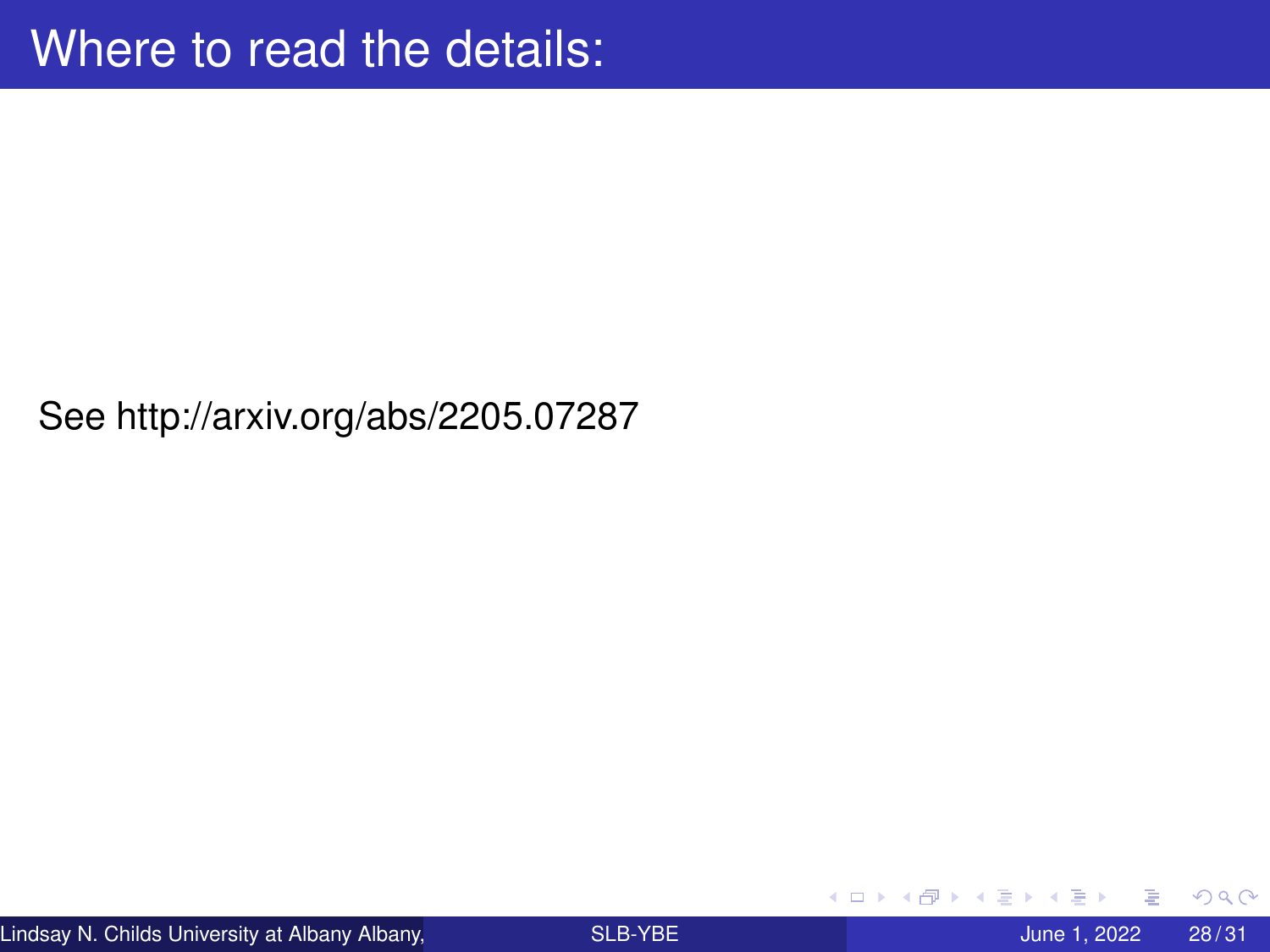# Where to read the details:

See http://arxiv.org/abs/2205.07287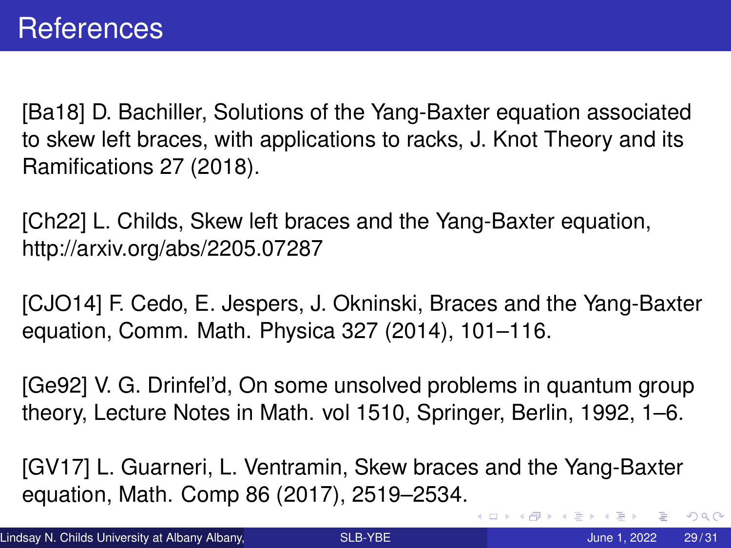# References

[Ba18] D. Bachiller, Solutions of the Yang-Baxter equation associated to skew left braces, with applications to racks, J. Knot Theory and its Ramifications 27 (2018).

[Ch22] L. Childs, Skew left braces and the Yang-Baxter equation, http://arxiv.org/abs/2205.07287

[CJO14] F. Cedo, E. Jespers, J. Okninski, Braces and the Yang-Baxter equation, Comm. Math. Physica 327 (2014), 101–116.

[Ge92] V. G. Drinfel'd, On some unsolved problems in quantum group theory, Lecture Notes in Math. vol 1510, Springer, Berlin, 1992, 1–6.

[GV17] L. Guarneri, L. Ventramin, Skew braces and the Yang-Baxter equation, Math. Comp 86 (2017), 2519–2534.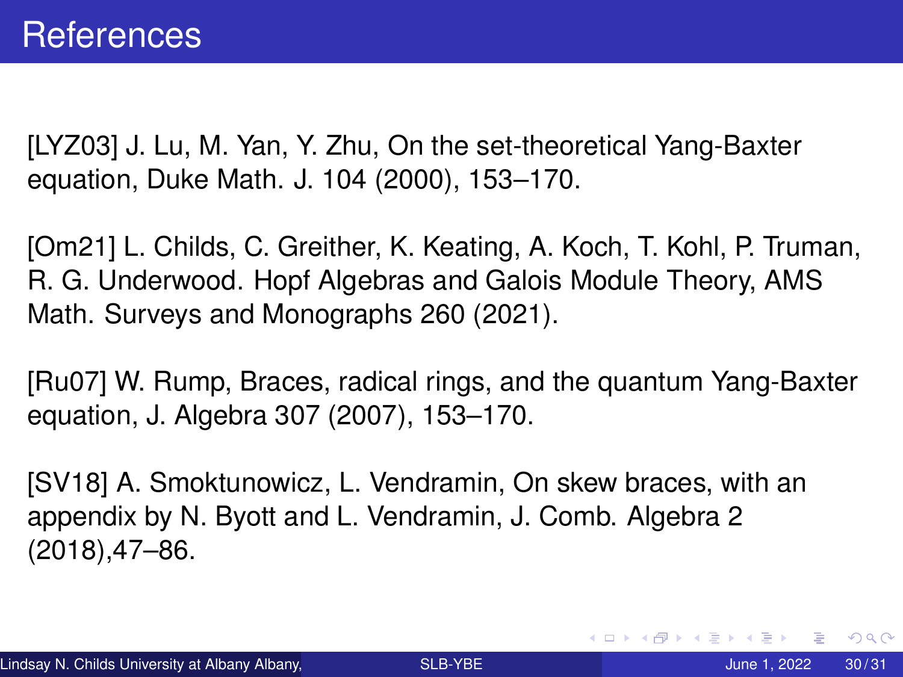# References

[LYZ03] J. Lu, M. Yan, Y. Zhu, On the set-theoretical Yang-Baxter equation, Duke Math. J. 104 (2000), 153–170.

[Om21] L. Childs, C. Greither, K. Keating, A. Koch, T. Kohl, P. Truman, R. G. Underwood. Hopf Algebras and Galois Module Theory, AMS Math. Surveys and Monographs 260 (2021).

[Ru07] W. Rump, Braces, radical rings, and the quantum Yang-Baxter equation, J. Algebra 307 (2007), 153–170.

[SV18] A. Smoktunowicz, L. Vendramin, On skew braces, with an appendix by N. Byott and L. Vendramin, J. Comb. Algebra 2 (2018),47–86.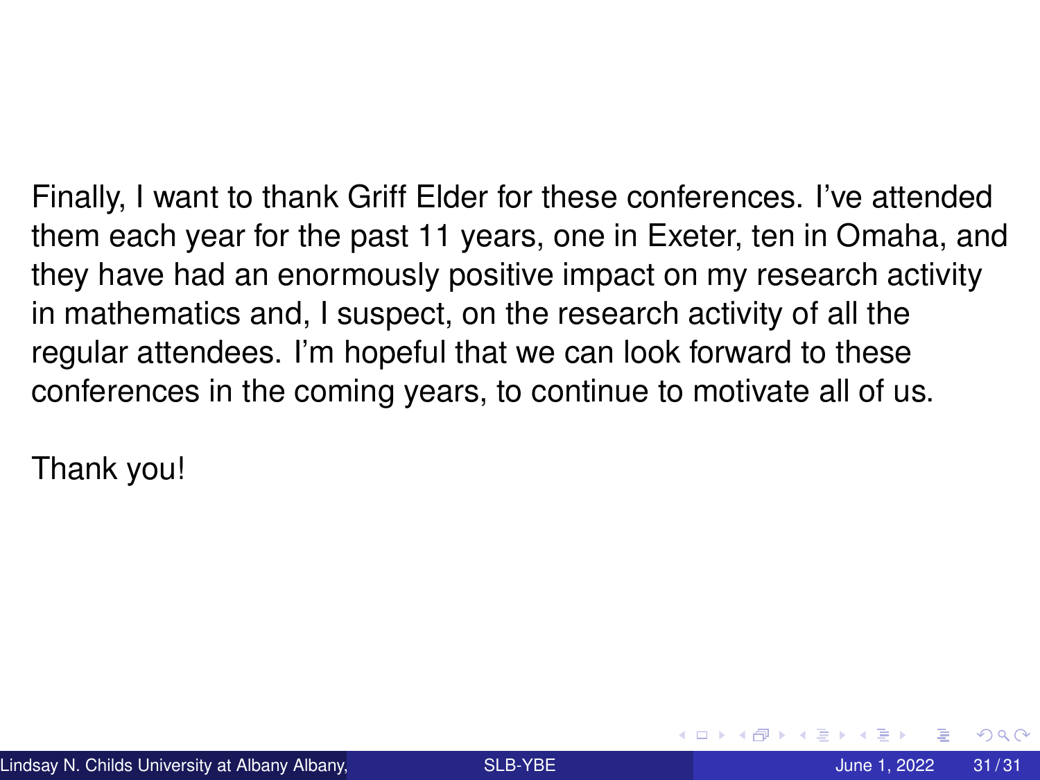Finally, I want to thank Griff Elder for these conferences. I've attended them each year for the past 11 years, one in Exeter, ten in Omaha, and they have had an enormously positive impact on my research activity in mathematics and, I suspect, on the research activity of all the regular attendees. I'm hopeful that we can look forward to these conferences in the coming years, to continue to motivate all of us.

Thank you!